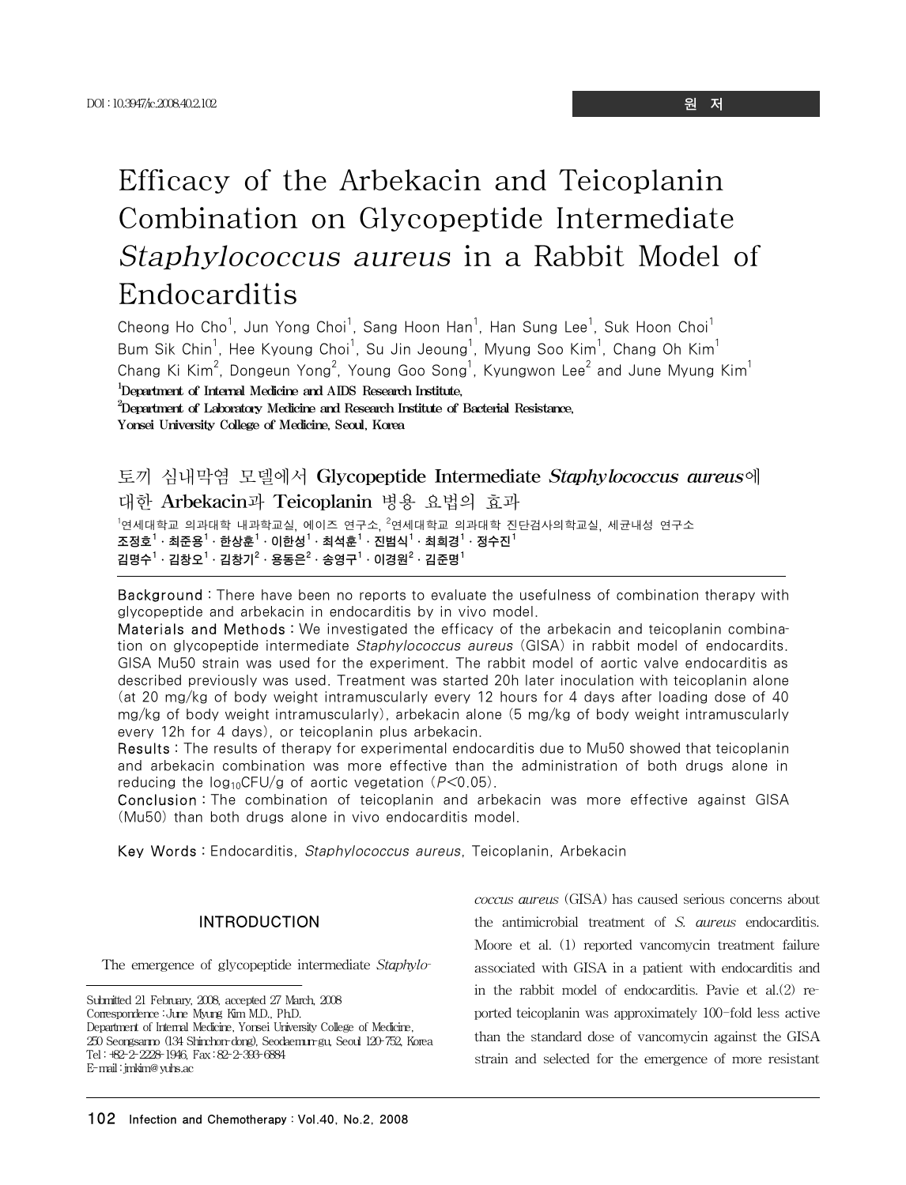DOI : 10.3947/ic.2008.40.2.102

원 저

# Efficacy of the Arbekacin and Teicoplanin Combination on Glycopeptide Intermediate *Staphylococcus aureus* in a Rabbit Model of Endocarditis

Cheong Ho Cho[1], Jun Yong Choi[1], Sang Hoon Han[1], Han Sung Lee[1], Suk Hoon Choi[1], Bum Sik Chin[1], Hee Kyoung Choi[1], Su Jin Jeoung[1], Myung Soo Kim[1], Chang Oh Kim[1], Chang Ki Kim[2], Dongeun Yong[2], Young Goo Song[1], Kyungwon Lee[2] and June Myung Kim[1]

[1]Department of Internal Medicine and AIDS Research Institute,
[2]Department of Laboratory Medicine and Research Institute of Bacterial Resistance,
Yonsei University College of Medicine, Seoul, Korea

## 토끼 심내막염 모델에서 Glycopeptide Intermediate *Staphylococcus aureus*에 대한 Arbekacin과 Teicoplanin 병용 요법의 효과

[1]연세대학교 의과대학 내과학교실, 에이즈 연구소, [2]연세대학교 의과대학 진단검사의학교실, 세균내성 연구소

**조정호[1] · 최준용[1] · 한상훈[1] · 이한성[1] · 최석훈[1] · 진범식[1] · 최희경[1] · 정수진[1]**
**김명수[1] · 김창오[1] · 김창기[2] · 용동은[2] · 송영구[1] · 이경원[2] · 김준명[1]**

**Background :** There have been no reports to evaluate the usefulness of combination therapy with glycopeptide and arbekacin in endocarditis by in vivo model.

**Materials and Methods :** We investigated the efficacy of the arbekacin and teicoplanin combination on glycopeptide intermediate *Staphylococcus aureus* (GISA) in rabbit model of endocardits. GISA Mu50 strain was used for the experiment. The rabbit model of aortic valve endocarditis as described previously was used. Treatment was started 20h later inoculation with teicoplanin alone (at 20 mg/kg of body weight intramuscularly every 12 hours for 4 days after loading dose of 40 mg/kg of body weight intramuscularly), arbekacin alone (5 mg/kg of body weight intramuscularly every 12h for 4 days), or teicoplanin plus arbekacin.

**Results :** The results of therapy for experimental endocarditis due to Mu50 showed that teicoplanin and arbekacin combination was more effective than the administration of both drugs alone in reducing the $\log_{10}$CFU/g of aortic vegetation ($P<0.05$).

**Conclusion :** The combination of teicoplanin and arbekacin was more effective against GISA (Mu50) than both drugs alone in vivo endocarditis model.

**Key Words :** Endocarditis, *Staphylococcus aureus*, Teicoplanin, Arbekacin

## INTRODUCTION

The emergence of glycopeptide intermediate *Staphylococcus aureus* (GISA) has caused serious concerns about the antimicrobial treatment of *S. aureus* endocarditis. Moore et al. (1) reported vancomycin treatment failure associated with GISA in a patient with endocarditis and in the rabbit model of endocarditis. Pavie et al.(2) reported teicoplanin was approximately 100-fold less active than the standard dose of vancomycin against the GISA strain and selected for the emergence of more resistant

Submitted 21 February, 2008, accepted 27 March, 2008
Correspondence : June Myung Kim M.D., Ph.D.
Department of Internal Medicine, Yonsei University College of Medicine,
250 Seongsanno (134 Shinchon-dong), Seodaemun-gu, Seoul 120-752, Korea
Tel : +82-2-2228-1946, Fax : 82-2-393-6884
E-mail : jmkim@yuhs.ac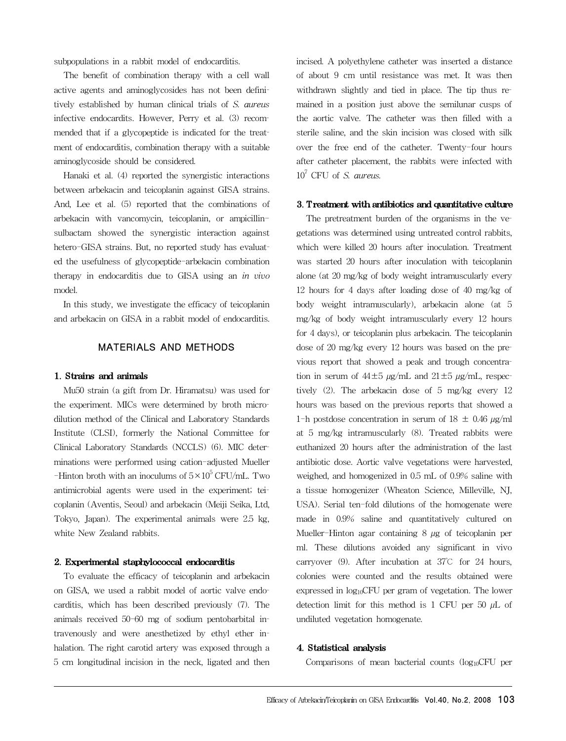subpopulations in a rabbit model of endocarditis.

The benefit of combination therapy with a cell wall active agents and aminoglycosides has not been definitively established by human clinical trials of *S. aureus* infective endocardits. However, Perry et al. (3) recommended that if a glycopeptide is indicated for the treatment of endocarditis, combination therapy with a suitable aminoglycoside should be considered.

Hanaki et al. (4) reported the synergistic interactions between arbekacin and teicoplanin against GISA strains. And, Lee et al. (5) reported that the combinations of arbekacin with vancomycin, teicoplanin, or ampicillin-sulbactam showed the synergistic interaction against hetero-GISA strains. But, no reported study has evaluated the usefulness of glycopeptide-arbekacin combination therapy in endocarditis due to GISA using an *in vivo* model.

In this study, we investigate the efficacy of teicoplanin and arbekacin on GISA in a rabbit model of endocarditis.

## MATERIALS AND METHODS

### 1. Strains and animals

Mu50 strain (a gift from Dr. Hiramatsu) was used for the experiment. MICs were determined by broth microdilution method of the Clinical and Laboratory Standards Institute (CLSI), formerly the National Committee for Clinical Laboratory Standards (NCCLS) (6). MIC determinations were performed using cation-adjusted Mueller-Hinton broth with an inoculums of $5\times10^5$ CFU/mL. Two antimicrobial agents were used in the experiment; teicoplanin (Aventis, Seoul) and arbekacin (Meiji Seika, Ltd, Tokyo, Japan). The experimental animals were 2.5 kg, white New Zealand rabbits.

### 2. Experimental staphylococcal endocarditis

To evaluate the efficacy of teicoplanin and arbekacin on GISA, we used a rabbit model of aortic valve endocarditis, which has been described previously (7). The animals received 50-60 mg of sodium pentobarbital intravenously and were anesthetized by ethyl ether inhalation. The right carotid artery was exposed through a 5 cm longitudinal incision in the neck, ligated and then incised. A polyethylene catheter was inserted a distance of about 9 cm until resistance was met. It was then withdrawn slightly and tied in place. The tip thus remained in a position just above the semilunar cusps of the aortic valve. The catheter was then filled with a sterile saline, and the skin incision was closed with silk over the free end of the catheter. Twenty-four hours after catheter placement, the rabbits were infected with $10^7$ CFU of *S. aureus*.

### 3. Treatment with antibiotics and quantitative culture

The pretreatment burden of the organisms in the vegetations was determined using untreated control rabbits, which were killed 20 hours after inoculation. Treatment was started 20 hours after inoculation with teicoplanin alone (at 20 mg/kg of body weight intramuscularly every 12 hours for 4 days after loading dose of 40 mg/kg of body weight intramuscularly), arbekacin alone (at 5 mg/kg of body weight intramuscularly every 12 hours for 4 days), or teicoplanin plus arbekacin. The teicoplanin dose of 20 mg/kg every 12 hours was based on the previous report that showed a peak and trough concentration in serum of $44\pm5$ μg/mL and $21\pm5$ μg/mL, respectively (2). The arbekacin dose of 5 mg/kg every 12 hours was based on the previous reports that showed a 1-h postdose concentration in serum of $18 \pm 0.46$ μg/ml at 5 mg/kg intramuscularly (8). Treated rabbits were euthanized 20 hours after the administration of the last antibiotic dose. Aortic valve vegetations were harvested, weighed, and homogenized in 0.5 mL of 0.9% saline with a tissue homogenizer (Wheaton Science, Milleville, NJ, USA). Serial ten-fold dilutions of the homogenate were made in 0.9% saline and quantitatively cultured on Mueller-Hinton agar containing 8 μg of teicoplanin per ml. These dilutions avoided any significant in vivo carryover (9). After incubation at 37℃ for 24 hours, colonies were counted and the results obtained were expressed in $\log_{10}$CFU per gram of vegetation. The lower detection limit for this method is 1 CFU per 50 μL of undiluted vegetation homogenate.

### 4. Statistical analysis

Comparisons of mean bacterial counts ($\log_{10}$CFU per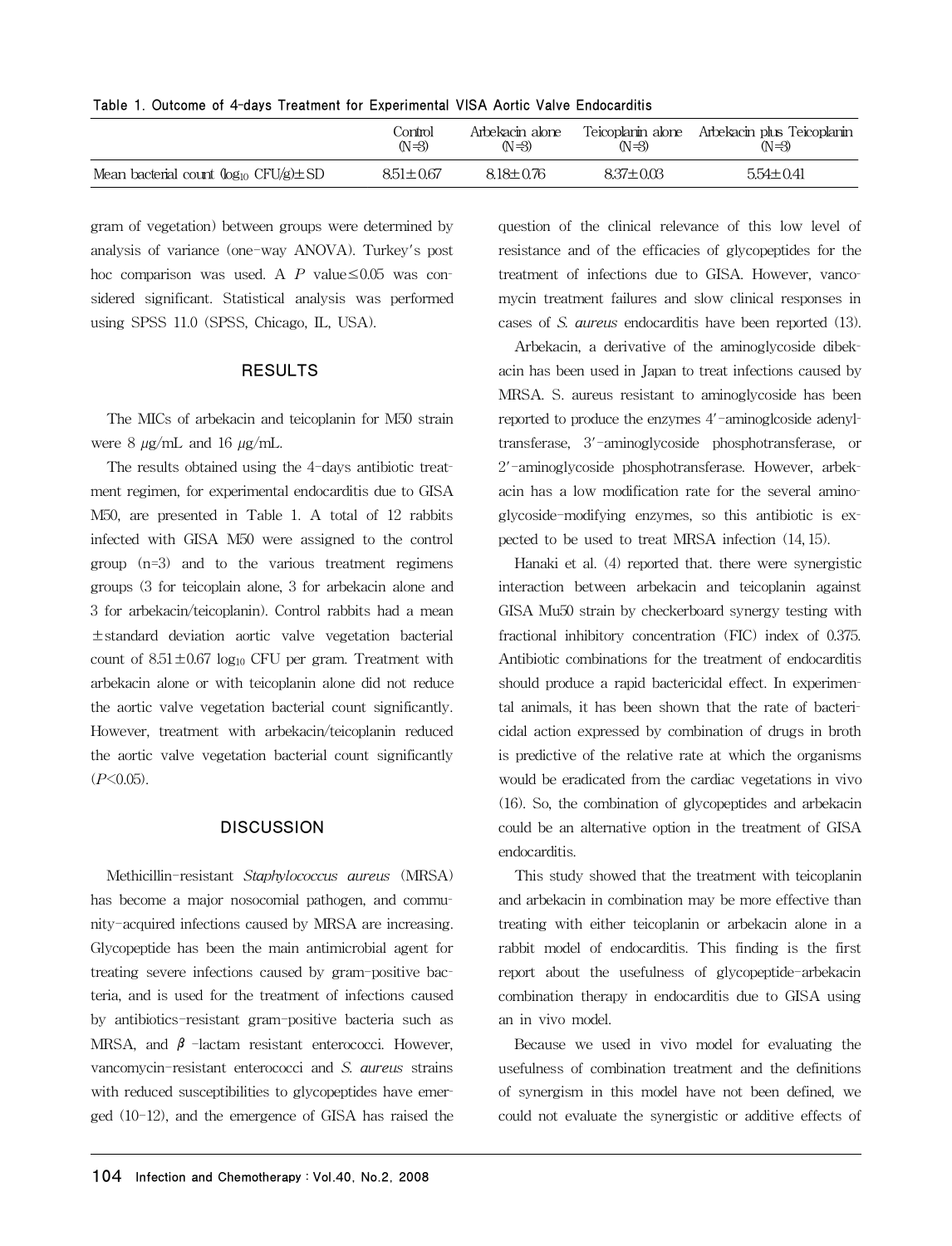Table 1. Outcome of 4-days Treatment for Experimental VISA Aortic Valve Endocarditis

| | Control (N=3) | Arbekacin alone (N=3) | Teicoplanin alone (N=3) | Arbekacin plus Teicoplanin (N=3) |
|---|---|---|---|---|
| Mean bacterial count ($\log_{10}$ CFU/g)±SD | 8.51±0.67 | 8.18±0.76 | 8.37±0.03 | 5.54±0.41 |

gram of vegetation) between groups were determined by analysis of variance (one-way ANOVA). Turkey's post hoc comparison was used. A $P$ value≤0.05 was considered significant. Statistical analysis was performed using SPSS 11.0 (SPSS, Chicago, IL, USA).

## RESULTS

The MICs of arbekacin and teicoplanin for M50 strain were 8 μg/mL and 16 μg/mL.

The results obtained using the 4-days antibiotic treatment regimen, for experimental endocarditis due to GISA M50, are presented in Table 1. A total of 12 rabbits infected with GISA M50 were assigned to the control group (n=3) and to the various treatment regimens groups (3 for teicoplain alone, 3 for arbekacin alone and 3 for arbekacin/teicoplanin). Control rabbits had a mean ±standard deviation aortic valve vegetation bacterial count of 8.51±0.67 $\log_{10}$ CFU per gram. Treatment with arbekacin alone or with teicoplanin alone did not reduce the aortic valve vegetation bacterial count significantly. However, treatment with arbekacin/teicoplanin reduced the aortic valve vegetation bacterial count significantly ($P$<0.05).

## DISCUSSION

Methicillin-resistant *Staphylococcus aureus* (MRSA) has become a major nosocomial pathogen, and community-acquired infections caused by MRSA are increasing. Glycopeptide has been the main antimicrobial agent for treating severe infections caused by gram-positive bacteria, and is used for the treatment of infections caused by antibiotics-resistant gram-positive bacteria such as MRSA, and $\beta$-lactam resistant enterococci. However, vancomycin-resistant enterococci and *S. aureus* strains with reduced susceptibilities to glycopeptides have emerged (10-12), and the emergence of GISA has raised the question of the clinical relevance of this low level of resistance and of the efficacies of glycopeptides for the treatment of infections due to GISA. However, vancomycin treatment failures and slow clinical responses in cases of *S. aureus* endocarditis have been reported (13).

Arbekacin, a derivative of the aminoglycoside dibekacin has been used in Japan to treat infections caused by MRSA. S. aureus resistant to aminoglycoside has been reported to produce the enzymes 4'-aminoglcoside adenyltransferase, 3'-aminoglycoside phosphotransferase, or 2'-aminoglycoside phosphotransferase. However, arbekacin has a low modification rate for the several aminoglycoside-modifying enzymes, so this antibiotic is expected to be used to treat MRSA infection (14, 15).

Hanaki et al. (4) reported that. there were synergistic interaction between arbekacin and teicoplanin against GISA Mu50 strain by checkerboard synergy testing with fractional inhibitory concentration (FIC) index of 0.375. Antibiotic combinations for the treatment of endocarditis should produce a rapid bactericidal effect. In experimental animals, it has been shown that the rate of bactericidal action expressed by combination of drugs in broth is predictive of the relative rate at which the organisms would be eradicated from the cardiac vegetations in vivo (16). So, the combination of glycopeptides and arbekacin could be an alternative option in the treatment of GISA endocarditis.

This study showed that the treatment with teicoplanin and arbekacin in combination may be more effective than treating with either teicoplanin or arbekacin alone in a rabbit model of endocarditis. This finding is the first report about the usefulness of glycopeptide-arbekacin combination therapy in endocarditis due to GISA using an in vivo model.

Because we used in vivo model for evaluating the usefulness of combination treatment and the definitions of synergism in this model have not been defined, we could not evaluate the synergistic or additive effects of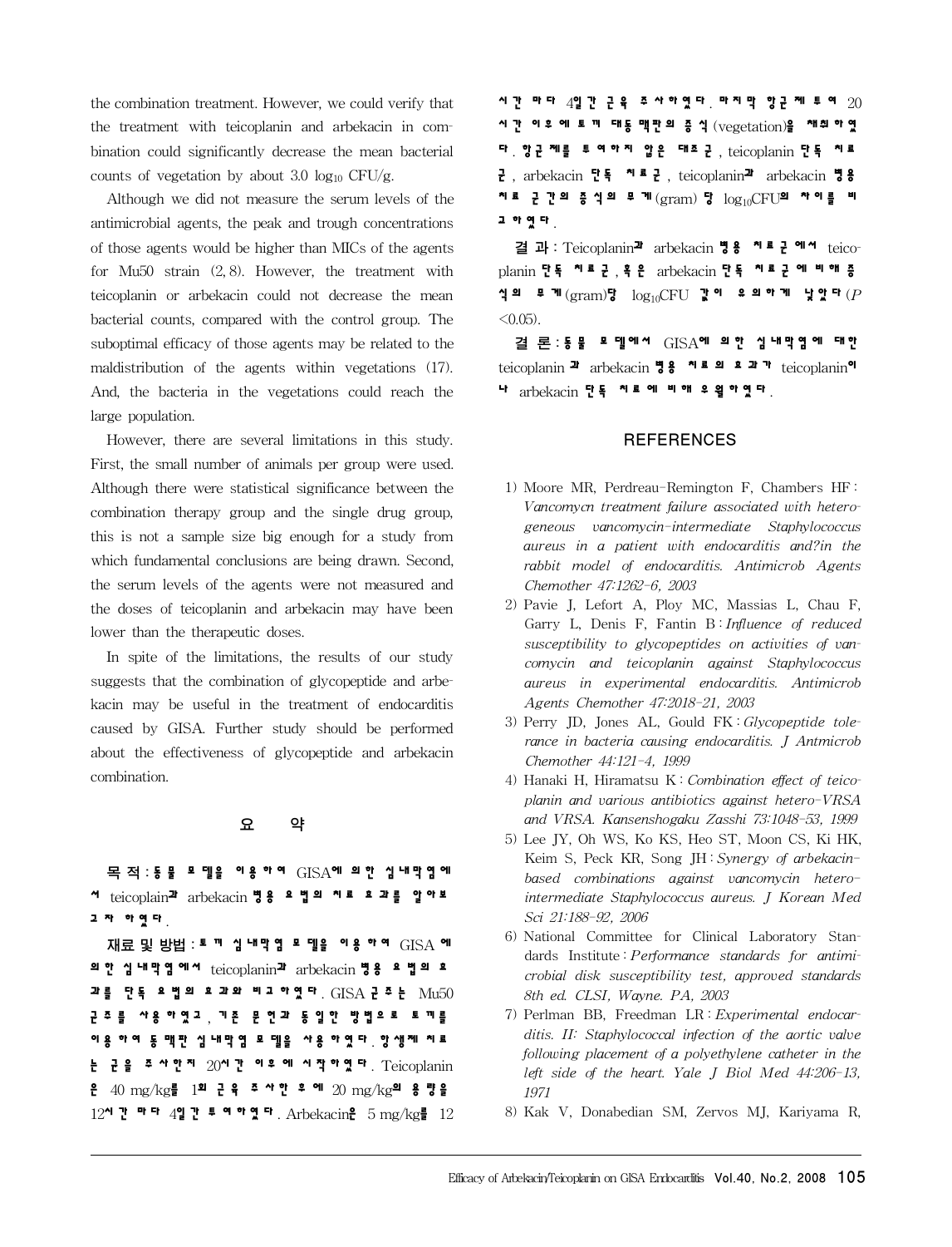the combination treatment. However, we could verify that the treatment with teicoplanin and arbekacin in combination could significantly decrease the mean bacterial counts of vegetation by about 3.0 $\log_{10}$ CFU/g.

Although we did not measure the serum levels of the antimicrobial agents, the peak and trough concentrations of those agents would be higher than MICs of the agents for Mu50 strain (2, 8). However, the treatment with teicoplanin or arbekacin could not decrease the mean bacterial counts, compared with the control group. The suboptimal efficacy of those agents may be related to the maldistribution of the agents within vegetations (17). And, the bacteria in the vegetations could reach the large population.

However, there are several limitations in this study. First, the small number of animals per group were used. Although there were statistical significance between the combination therapy group and the single drug group, this is not a sample size big enough for a study from which fundamental conclusions are being drawn. Second, the serum levels of the agents were not measured and the doses of teicoplanin and arbekacin may have been lower than the therapeutic doses.

In spite of the limitations, the results of our study suggests that the combination of glycopeptide and arbekacin may be useful in the treatment of endocarditis caused by GISA. Further study should be performed about the effectiveness of glycopeptide and arbekacin combination.

## 요 약

**목 적:** 동물 모델을 이용하여 GISA에 의한 심내막염에서 teicoplain과 arbekacin 병용 요법의 치료 효과를 알아보고자 하였다.

**재료 및 방법:** 토끼 심내막염 모델을 이용하여 GISA 에 의한 심내막염에서 teicoplanin과 arbekacin 병용 요법의 효과를 단독 요법의 효과와 비교하였다. GISA 균주는 Mu50 균주를 사용하였고, 기존 문헌과 동일한 방법으로 토끼를 이용하여 동맥판 심내막염 모델을 사용하였다. 항생제 치료는 균을 주사한지 20시간 이후에 시작하였다. Teicoplanin은 40 mg/kg를 1회 근육 주사한 후에 20 mg/kg의 용량을 12시간 마다 4일간 투여하였다. Arbekacin은 5 mg/kg를 12시간 마다 4일간 근육 주사하였다. 마지막 항균제 투여 20시간 이후에 토끼 대동맥판의 증식(vegetation)을 채취하였다. 항균제를 투여하지 않은 대조군, teicoplanin 단독 치료군, arbekacin 단독 치료군, teicoplanin과 arbekacin 병용 치료군간의 증식의 무게(gram) 당 $\log_{10}$CFU의 차이를 비교하였다.

**결 과:** Teicoplanin과 arbekacin 병용 치료군에서 teicoplanin 단독 치료군, 혹은 arbekacin 단독 치료군에 비해 증식의 무게(gram)당 $\log_{10}$CFU 값이 유의하게 낮았다($P<0.05$).

**결 론:** 동물 모델에서 GISA에 의한 심내막염에 대한 teicoplanin 과 arbekacin 병용 치료의 효과가 teicoplanin이나 arbekacin 단독 치료에 비해 우월하였다.

## REFERENCES

1) Moore MR, Perdreau-Remington F, Chambers HF: *Vancomycn treatment failure associated with heterogeneous vancomycin-intermediate Staphylococcus aureus in a patient with endocarditis and?in the rabbit model of endocarditis. Antimicrob Agents Chemother 47:1262-6, 2003*

2) Pavie J, Lefort A, Ploy MC, Massias L, Chau F, Garry L, Denis F, Fantin B: *Influence of reduced susceptibility to glycopeptides on activities of vancomycin and teicoplanin against Staphylococcus aureus in experimental endocarditis. Antimicrob Agents Chemother 47:2018-21, 2003*

3) Perry JD, Jones AL, Gould FK: *Glycopeptide tolerance in bacteria causing endocarditis. J Antmicrob Chemother 44:121-4, 1999*

4) Hanaki H, Hiramatsu K: *Combination effect of teicoplanin and various antibiotics against hetero-VRSA and VRSA. Kansenshogaku Zasshi 73:1048-53, 1999*

5) Lee JY, Oh WS, Ko KS, Heo ST, Moon CS, Ki HK, Keim S, Peck KR, Song JH: *Synergy of arbekacin-based combinations against vancomycin hetero-intermediate Staphylococcus aureus. J Korean Med Sci 21:188-92, 2006*

6) National Committee for Clinical Laboratory Standards Institute: *Performance standards for antimicrobial disk susceptibility test, approved standards 8th ed. CLSI, Wayne. PA, 2003*

7) Perlman BB, Freedman LR: *Experimental endocarditis. II: Staphylococcal infection of the aortic valve following placement of a polyethylene catheter in the left side of the heart. Yale J Biol Med 44:206-13, 1971*

8) Kak V, Donabedian SM, Zervos MJ, Kariyama R,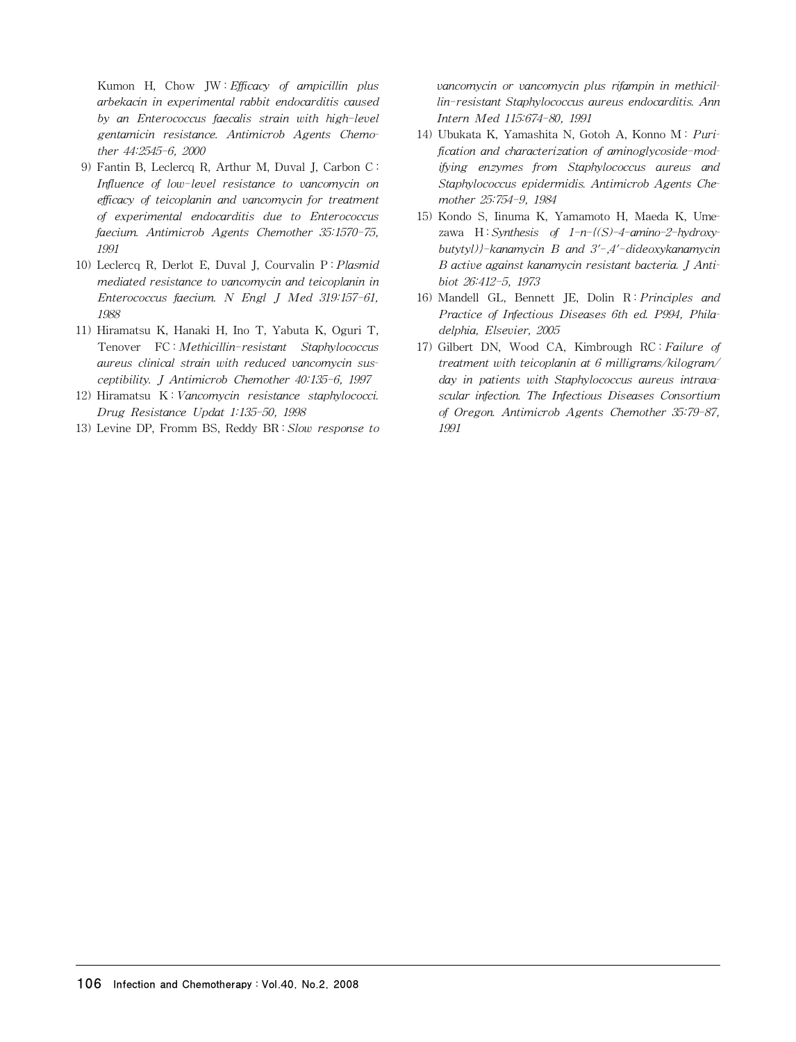Kumon H, Chow JW : *Efficacy of ampicillin plus arbekacin in experimental rabbit endocarditis caused by an Enterococcus faecalis strain with high-level gentamicin resistance. Antimicrob Agents Chemother 44:2545-6, 2000*

9) Fantin B, Leclercq R, Arthur M, Duval J, Carbon C : *Influence of low-level resistance to vancomycin on efficacy of teicoplanin and vancomycin for treatment of experimental endocarditis due to Enterococcus faecium. Antimicrob Agents Chemother 35:1570-75, 1991*
10) Leclercq R, Derlot E, Duval J, Courvalin P : *Plasmid mediated resistance to vancomycin and teicoplanin in Enterococcus faecium. N Engl J Med 319:157-61, 1988*
11) Hiramatsu K, Hanaki H, Ino T, Yabuta K, Oguri T, Tenover FC : *Methicillin-resistant Staphylococcus aureus clinical strain with reduced vancomycin susceptibility. J Antimicrob Chemother 40:135-6, 1997*
12) Hiramatsu K : *Vancomycin resistance staphylococci. Drug Resistance Updat 1:135-50, 1998*
13) Levine DP, Fromm BS, Reddy BR : *Slow response to vancomycin or vancomycin plus rifampin in methicillin-resistant Staphylococcus aureus endocarditis. Ann Intern Med 115:674-80, 1991*
14) Ubukata K, Yamashita N, Gotoh A, Konno M : *Purification and characterization of aminoglycoside-modifying enzymes from Staphylococcus aureus and Staphylococcus epidermidis. Antimicrob Agents Chemother 25:754-9, 1984*
15) Kondo S, Iinuma K, Yamamoto H, Maeda K, Umezawa H : *Synthesis of 1-n-{(S)-4-amino-2-hydroxybutytyl)}-kanamycin B and 3′-,4′-dideoxykanamycin B active against kanamycin resistant bacteria. J Antibiot 26:412-5, 1973*
16) Mandell GL, Bennett JE, Dolin R : *Principles and Practice of Infectious Diseases 6th ed. P994, Philadelphia, Elsevier, 2005*
17) Gilbert DN, Wood CA, Kimbrough RC : *Failure of treatment with teicoplanin at 6 milligrams/kilogram/day in patients with Staphylococcus aureus intravascular infection. The Infectious Diseases Consortium of Oregon. Antimicrob Agents Chemother 35:79-87, 1991*